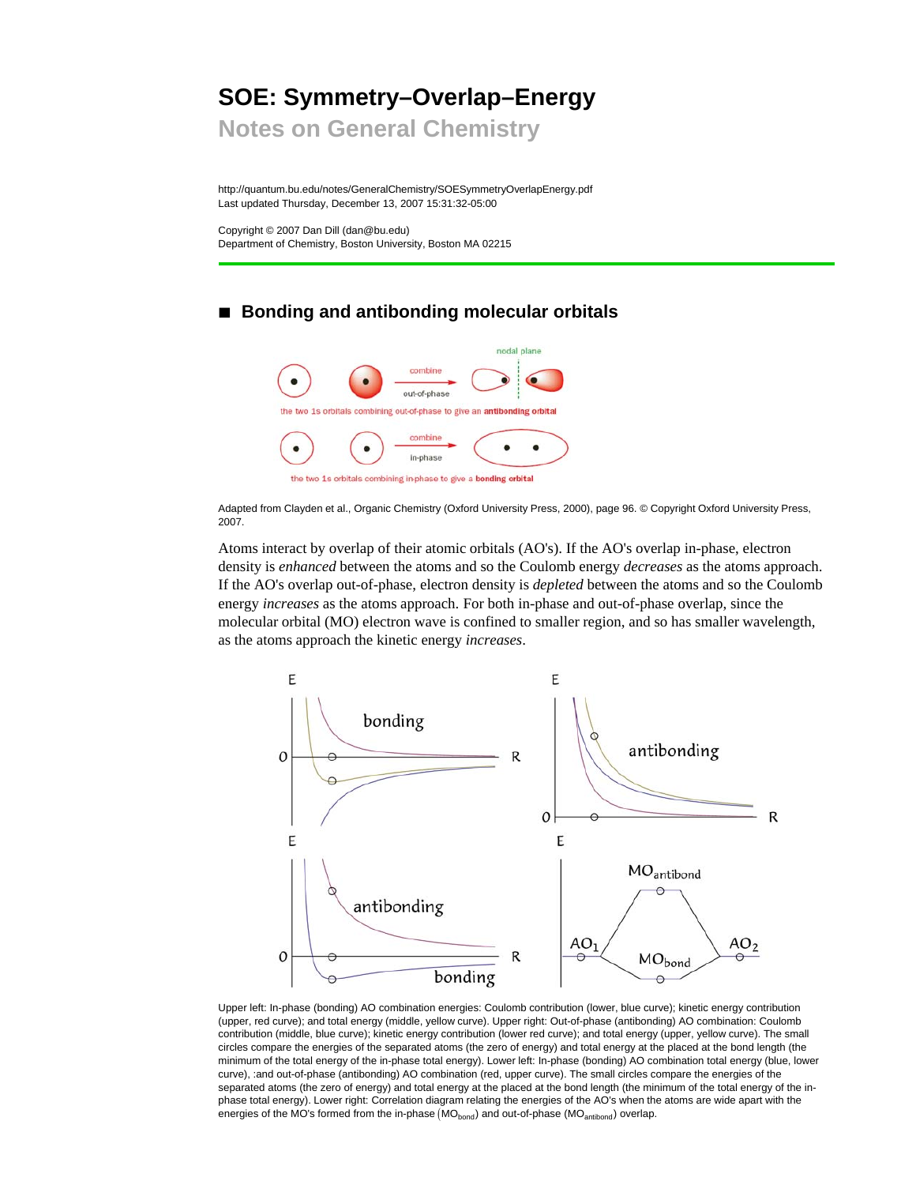# SOE: Symmetry–Overlap–Energy

## Notes on General Chemistry

http://quantum.bu.edu/notes/GeneralChemistry/SOESymmetryOverlapEnergy.pdf
Last updated Thursday, December 13, 2007 15:31:32-05:00

Copyright © 2007 Dan Dill (dan@bu.edu)
Department of Chemistry, Boston University, Boston MA 02215

## ■ Bonding and antibonding molecular orbitals

Adapted from Clayden et al., Organic Chemistry (Oxford University Press, 2000), page 96. © Copyright Oxford University Press, 2007.

Atoms interact by overlap of their atomic orbitals (AO's). If the AO's overlap in-phase, electron density is *enhanced* between the atoms and so the Coulomb energy *decreases* as the atoms approach. If the AO's overlap out-of-phase, electron density is *depleted* between the atoms and so the Coulomb energy *increases* as the atoms approach. For both in-phase and out-of-phase overlap, since the molecular orbital (MO) electron wave is confined to smaller region, and so has smaller wavelength, as the atoms approach the kinetic energy *increases*.

Upper left: In-phase (bonding) AO combination energies: Coulomb contribution (lower, blue curve); kinetic energy contribution (upper, red curve); and total energy (middle, yellow curve). Upper right: Out-of-phase (antibonding) AO combination: Coulomb contribution (middle, blue curve); kinetic energy contribution (lower red curve); and total energy (upper, yellow curve). The small circles compare the energies of the separated atoms (the zero of energy) and total energy at the placed at the bond length (the minimum of the total energy of the in-phase total energy). Lower left: In-phase (bonding) AO combination total energy (blue, lower curve), :and out-of-phase (antibonding) AO combination (red, upper curve). The small circles compare the energies of the separated atoms (the zero of energy) and total energy at the placed at the bond length (the minimum of the total energy of the in-phase total energy). Lower right: Correlation diagram relating the energies of the AO's when the atoms are wide apart with the energies of the MO's formed from the in-phase ($MO_{bond}$) and out-of-phase ($MO_{antibond}$) overlap.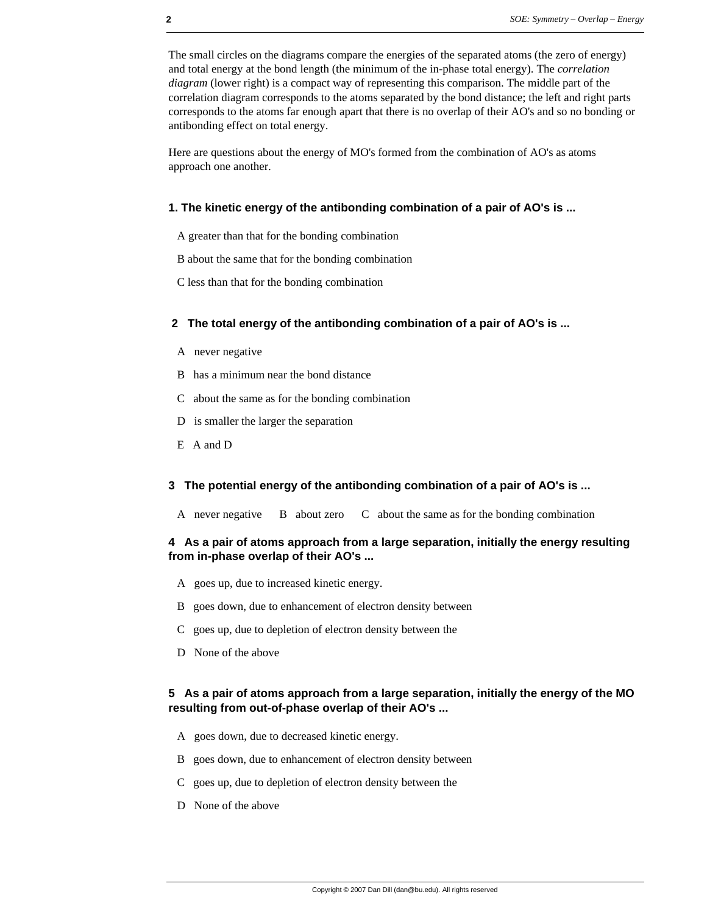The small circles on the diagrams compare the energies of the separated atoms (the zero of energy) and total energy at the bond length (the minimum of the in-phase total energy). The *correlation diagram* (lower right) is a compact way of representing this comparison. The middle part of the correlation diagram corresponds to the atoms separated by the bond distance; the left and right parts corresponds to the atoms far enough apart that there is no overlap of their AO's and so no bonding or antibonding effect on total energy.

Here are questions about the energy of MO's formed from the combination of AO's as atoms approach one another.

**1. The kinetic energy of the antibonding combination of a pair of AO's is ...**

A greater than that for the bonding combination

B about the same that for the bonding combination

C less than that for the bonding combination

**2 The total energy of the antibonding combination of a pair of AO's is ...**

A never negative

B has a minimum near the bond distance

C about the same as for the bonding combination

D is smaller the larger the separation

E A and D

**3 The potential energy of the antibonding combination of a pair of AO's is ...**

A never negative  B about zero  C about the same as for the bonding combination

**4 As a pair of atoms approach from a large separation, initially the energy resulting from in-phase overlap of their AO's ...**

A goes up, due to increased kinetic energy.

B goes down, due to enhancement of electron density between

C goes up, due to depletion of electron density between the

D None of the above

**5 As a pair of atoms approach from a large separation, initially the energy of the MO resulting from out-of-phase overlap of their AO's ...**

A goes down, due to decreased kinetic energy.

B goes down, due to enhancement of electron density between

C goes up, due to depletion of electron density between the

D None of the above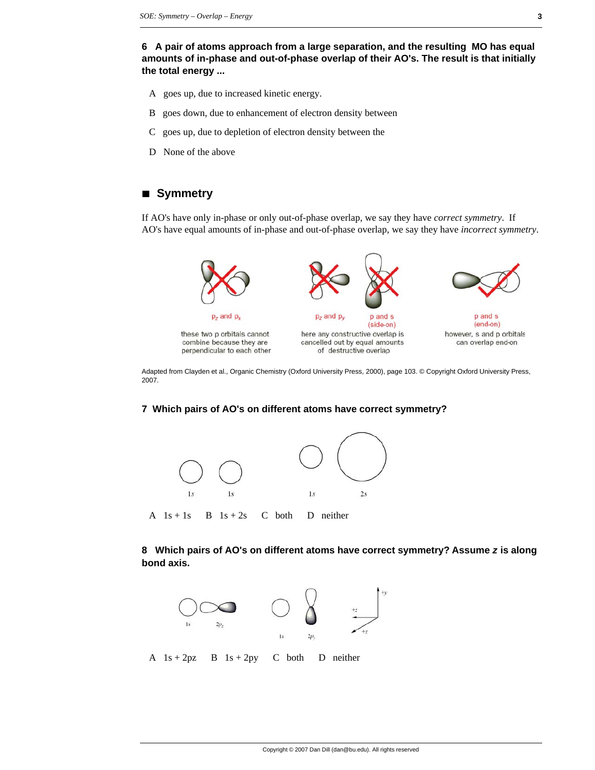**6 A pair of atoms approach from a large separation, and the resulting MO has equal amounts of in-phase and out-of-phase overlap of their AO's. The result is that initially the total energy ...**

A goes up, due to increased kinetic energy.

B goes down, due to enhancement of electron density between

C goes up, due to depletion of electron density between the

D None of the above

## ■ Symmetry

If AO's have only in-phase or only out-of-phase overlap, we say they have *correct symmetry*. If AO's have equal amounts of in-phase and out-of-phase overlap, we say they have *incorrect symmetry*.

$p_z$ and $p_x$

these two p orbitals cannot combine because they are perpendicular to each other

$p_z$ and $p_y$ — p and s (side-on)

here any constructive overlap is cancelled out by equal amounts of destructive overlap

p and s (end-on)

however, s and p orbitals can overlap end-on

Adapted from Clayden et al., Organic Chemistry (Oxford University Press, 2000), page 103. © Copyright Oxford University Press, 2007.

**7 Which pairs of AO's on different atoms have correct symmetry?**

1s 1s 1s 2s

A 1s + 1s B 1s + 2s C both D neither

**8 Which pairs of AO's on different atoms have correct symmetry? Assume *z* is along bond axis.**

1s $2p_z$ 1s $2p_y$ +y +z +x

A 1s + 2pz B 1s + 2py C both D neither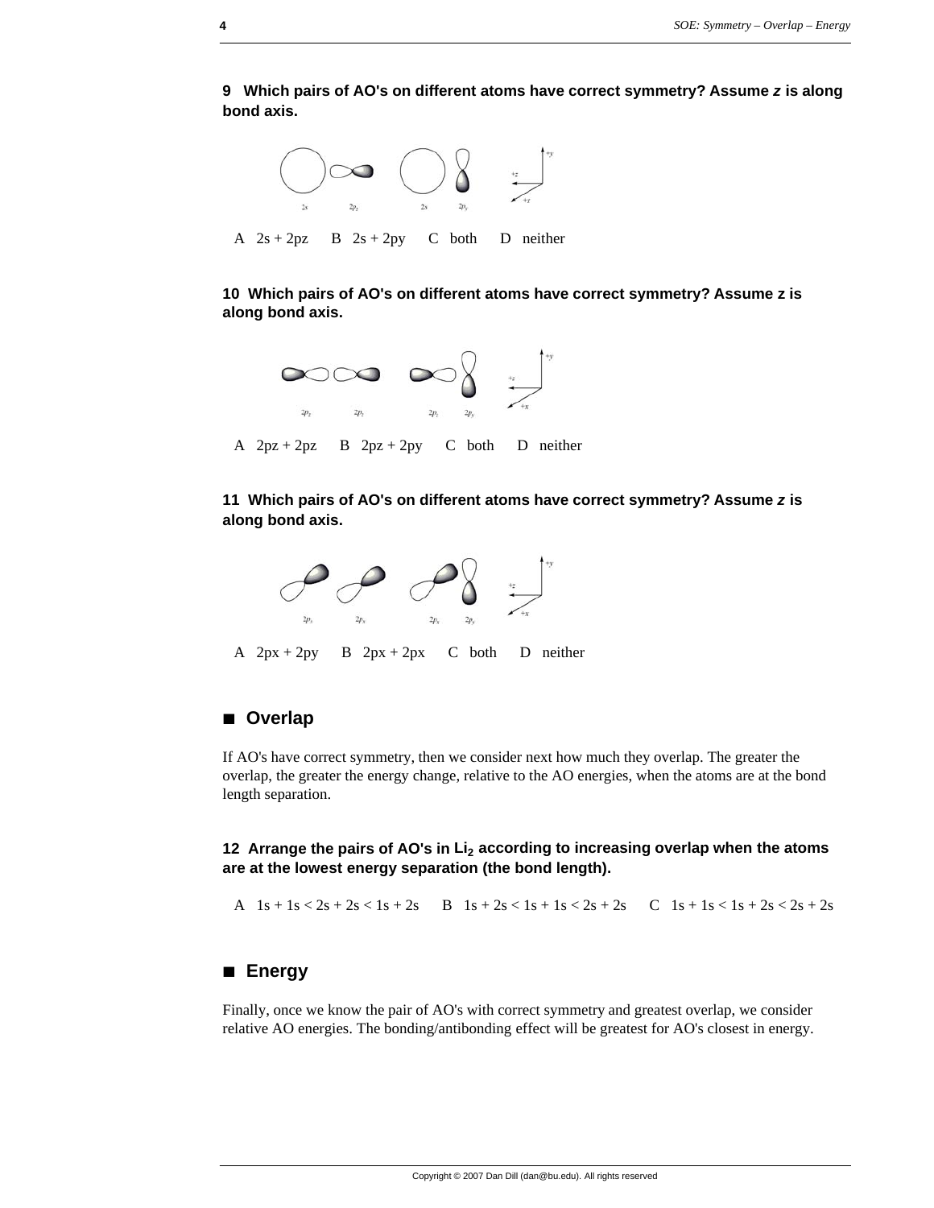**9 Which pairs of AO's on different atoms have correct symmetry? Assume *z* is along bond axis.**

A 2s + 2pz  B 2s + 2py  C both  D neither

**10 Which pairs of AO's on different atoms have correct symmetry? Assume z is along bond axis.**

A 2pz + 2pz  B 2pz + 2py  C both  D neither

**11 Which pairs of AO's on different atoms have correct symmetry? Assume *z* is along bond axis.**

A 2px + 2py  B 2px + 2px  C both  D neither

## ■ Overlap

If AO's have correct symmetry, then we consider next how much they overlap. The greater the overlap, the greater the energy change, relative to the AO energies, when the atoms are at the bond length separation.

**12 Arrange the pairs of AO's in $Li_2$ according to increasing overlap when the atoms are at the lowest energy separation (the bond length).**

A 1s + 1s < 2s + 2s < 1s + 2s  B 1s + 2s < 1s + 1s < 2s + 2s  C 1s + 1s < 1s + 2s < 2s + 2s

## ■ Energy

Finally, once we know the pair of AO's with correct symmetry and greatest overlap, we consider relative AO energies. The bonding/antibonding effect will be greatest for AO's closest in energy.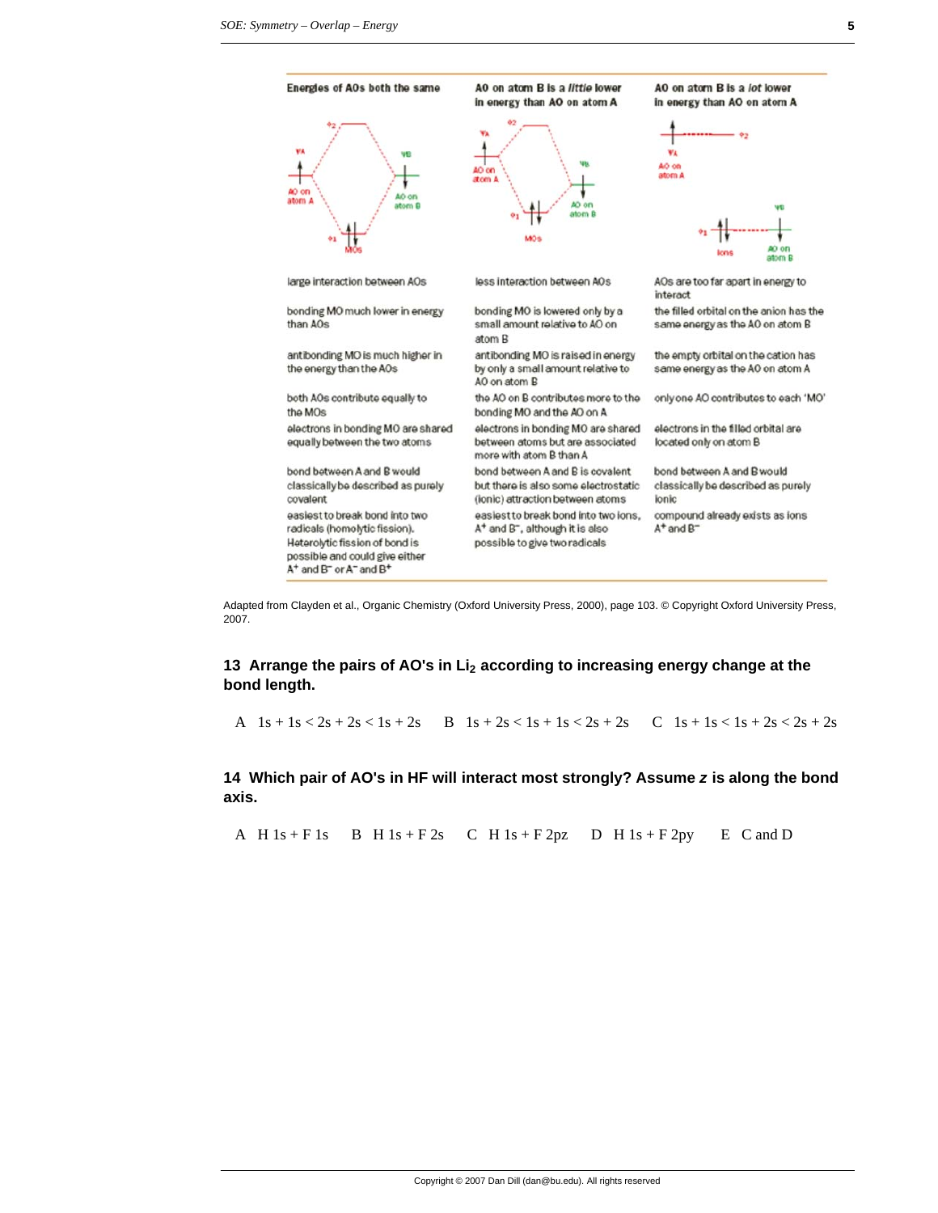| Energies of AOs both the same | AO on atom B is a *little* lower in energy than AO on atom A | AO on atom B is a *lot* lower in energy than AO on atom A |
|---|---|---|
| large interaction between AOs | less interaction between AOs | AOs are too far apart in energy to interact |
| bonding MO much lower in energy than AOs | bonding MO is lowered only by a small amount relative to AO on atom B | the filled orbital on the anion has the same energy as the AO on atom B |
| antibonding MO is much higher in the energy than the AOs | antibonding MO is raised in energy by only a small amount relative to AO on atom B | the empty orbital on the cation has same energy as the AO on atom A |
| both AOs contribute equally to the MOs | the AO on B contributes more to the bonding MO and the AO on A | only one AO contributes to each 'MO' |
| electrons in bonding MO are shared equally between the two atoms | electrons in bonding MO are shared between atoms but are associated more with atom B than A | electrons in the filled orbital are located only on atom B |
| bond between A and B would classically be described as purely covalent | bond between A and B is covalent but there is also some electrostatic (ionic) attraction between atoms | bond between A and B would classically be described as purely ionic |
| easiest to break bond into two radicals (homolytic fission). Heterolytic fission of bond is possible and could give either $A^+$ and $B^-$ or $A^-$ and $B^+$ | easiest to break bond into two ions, $A^+$ and $B^-$, although it is also possible to give two radicals | compound already exists as ions $A^+$ and $B^-$ |

Adapted from Clayden et al., Organic Chemistry (Oxford University Press, 2000), page 103. © Copyright Oxford University Press, 2007.

**13 Arrange the pairs of AO's in $Li_2$ according to increasing energy change at the bond length.**

A 1s + 1s < 2s + 2s < 1s + 2s B 1s + 2s < 1s + 1s < 2s + 2s C 1s + 1s < 1s + 2s < 2s + 2s

**14 Which pair of AO's in HF will interact most strongly? Assume *z* is along the bond axis.**

A H 1s + F 1s B H 1s + F 2s C H 1s + F 2pz D H 1s + F 2py E C and D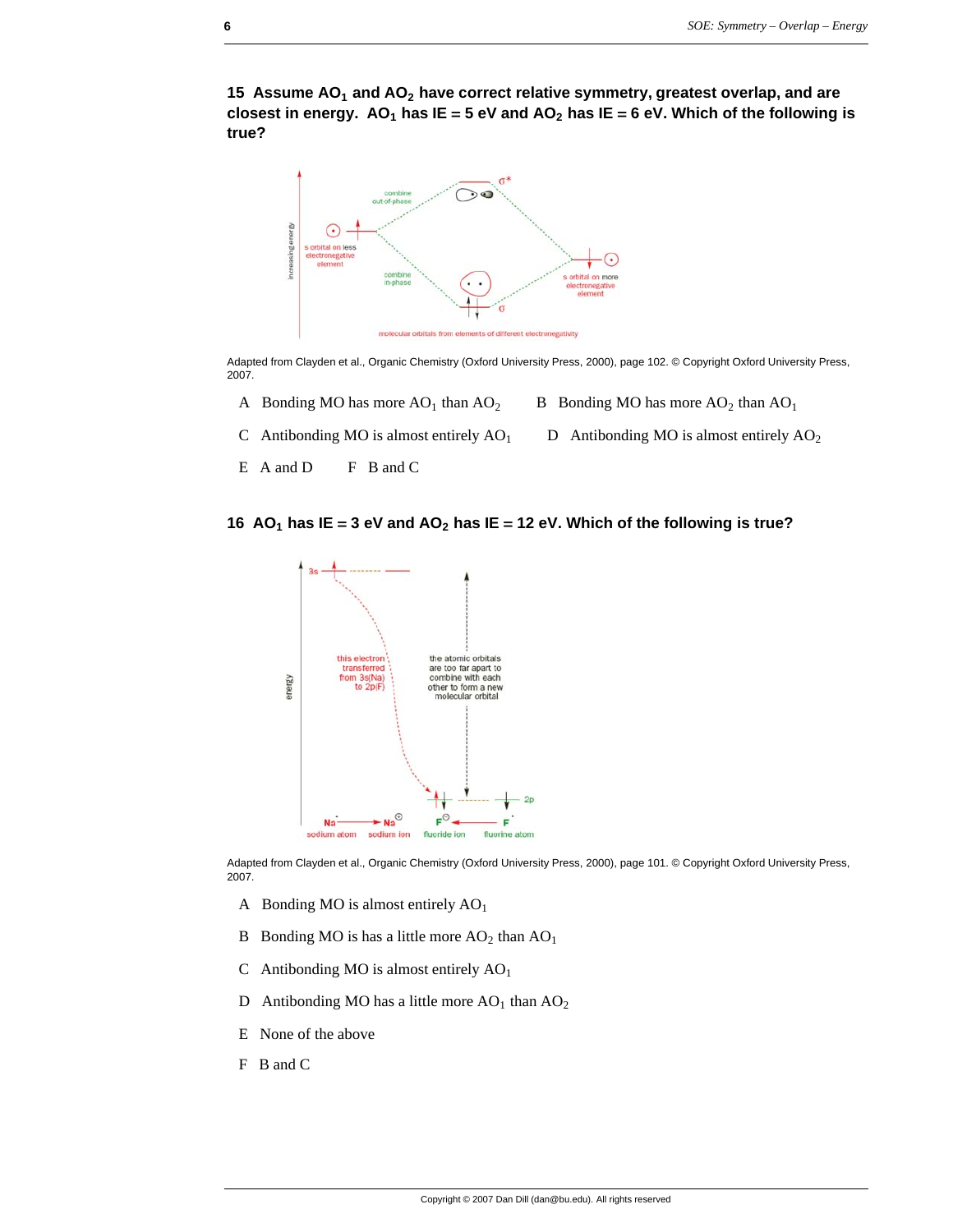**15 Assume $AO_1$ and $AO_2$ have correct relative symmetry, greatest overlap, and are closest in energy. $AO_1$ has IE = 5 eV and $AO_2$ has IE = 6 eV. Which of the following is true?**

Adapted from Clayden et al., Organic Chemistry (Oxford University Press, 2000), page 102. © Copyright Oxford University Press, 2007.

A Bonding MO has more $AO_1$ than $AO_2$

B Bonding MO has more $AO_2$ than $AO_1$

C Antibonding MO is almost entirely $AO_1$

D Antibonding MO is almost entirely $AO_2$

E A and D

F B and C

**16 $AO_1$ has IE = 3 eV and $AO_2$ has IE = 12 eV. Which of the following is true?**

Adapted from Clayden et al., Organic Chemistry (Oxford University Press, 2000), page 101. © Copyright Oxford University Press, 2007.

A Bonding MO is almost entirely $AO_1$

B Bonding MO is has a little more $AO_2$ than $AO_1$

C Antibonding MO is almost entirely $AO_1$

D Antibonding MO has a little more $AO_1$ than $AO_2$

E None of the above

F B and C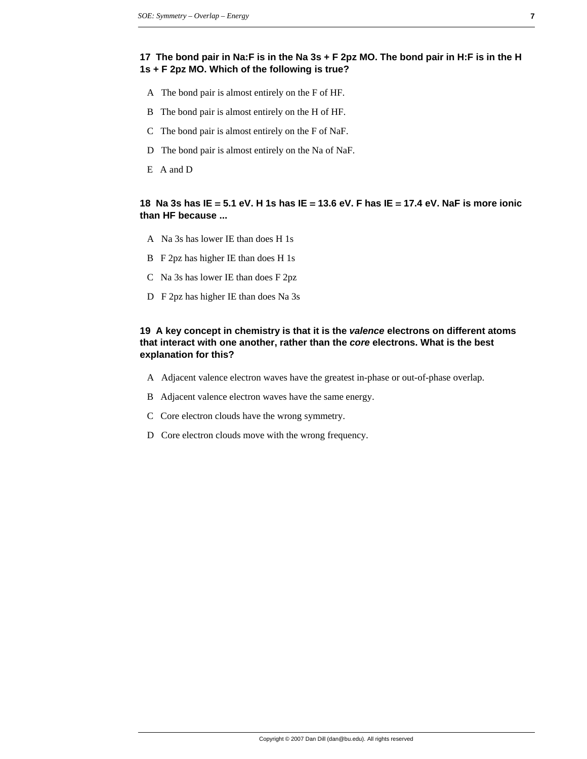**17 The bond pair in Na:F is in the Na 3s + F 2pz MO. The bond pair in H:F is in the H 1s + F 2pz MO. Which of the following is true?**

A The bond pair is almost entirely on the F of HF.

B The bond pair is almost entirely on the H of HF.

C The bond pair is almost entirely on the F of NaF.

D The bond pair is almost entirely on the Na of NaF.

E A and D

**18 Na 3s has IE = 5.1 eV. H 1s has IE = 13.6 eV. F has IE = 17.4 eV. NaF is more ionic than HF because ...**

A Na 3s has lower IE than does H 1s

B F 2pz has higher IE than does H 1s

C Na 3s has lower IE than does F 2pz

D F 2pz has higher IE than does Na 3s

**19 A key concept in chemistry is that it is the *valence* electrons on different atoms that interact with one another, rather than the *core* electrons. What is the best explanation for this?**

A Adjacent valence electron waves have the greatest in-phase or out-of-phase overlap.

B Adjacent valence electron waves have the same energy.

C Core electron clouds have the wrong symmetry.

D Core electron clouds move with the wrong frequency.

Copyright © 2007 Dan Dill (dan@bu.edu). All rights reserved